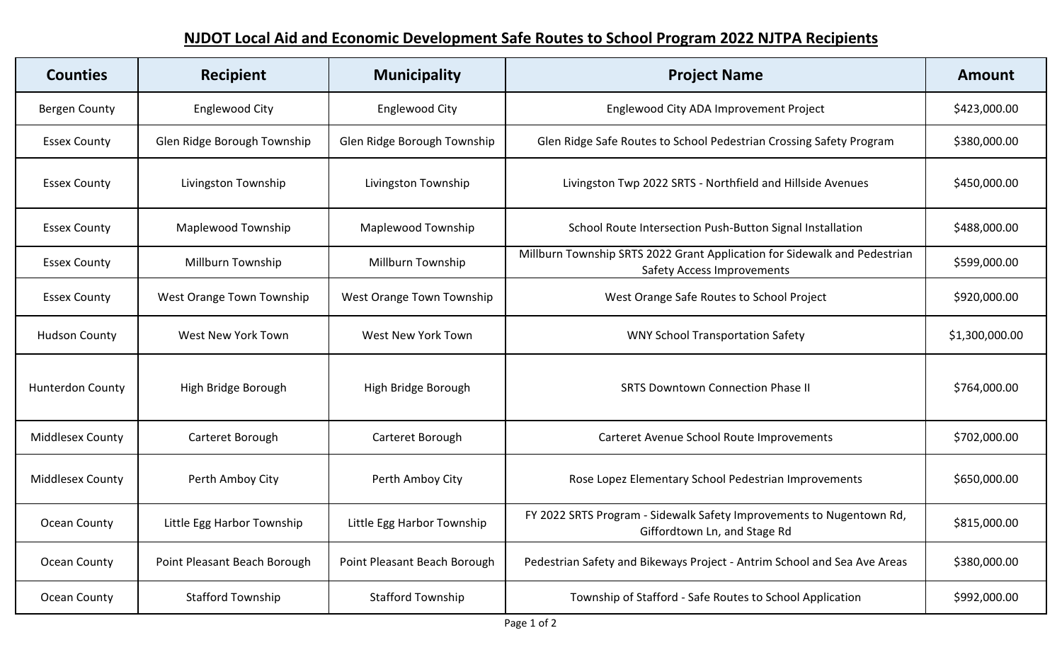# NJDOT Local Aid and Economic Development Safe Routes to School Program 2022 NJTPA Recipients

| Counties | Recipient | Municipality | Project Name | Amount |
|---|---|---|---|---|
| Bergen County | Englewood City | Englewood City | Englewood City ADA Improvement Project | $423,000.00 |
| Essex County | Glen Ridge Borough Township | Glen Ridge Borough Township | Glen Ridge Safe Routes to School Pedestrian Crossing Safety Program | $380,000.00 |
| Essex County | Livingston Township | Livingston Township | Livingston Twp 2022 SRTS - Northfield and Hillside Avenues | $450,000.00 |
| Essex County | Maplewood Township | Maplewood Township | School Route Intersection Push-Button Signal Installation | $488,000.00 |
| Essex County | Millburn Township | Millburn Township | Millburn Township SRTS 2022 Grant Application for Sidewalk and Pedestrian Safety Access Improvements | $599,000.00 |
| Essex County | West Orange Town Township | West Orange Town Township | West Orange Safe Routes to School Project | $920,000.00 |
| Hudson County | West New York Town | West New York Town | WNY School Transportation Safety | $1,300,000.00 |
| Hunterdon County | High Bridge Borough | High Bridge Borough | SRTS Downtown Connection Phase II | $764,000.00 |
| Middlesex County | Carteret Borough | Carteret Borough | Carteret Avenue School Route Improvements | $702,000.00 |
| Middlesex County | Perth Amboy City | Perth Amboy City | Rose Lopez Elementary School Pedestrian Improvements | $650,000.00 |
| Ocean County | Little Egg Harbor Township | Little Egg Harbor Township | FY 2022 SRTS Program - Sidewalk Safety Improvements to Nugentown Rd, Giffordtown Ln, and Stage Rd | $815,000.00 |
| Ocean County | Point Pleasant Beach Borough | Point Pleasant Beach Borough | Pedestrian Safety and Bikeways Project - Antrim School and Sea Ave Areas | $380,000.00 |
| Ocean County | Stafford Township | Stafford Township | Township of Stafford - Safe Routes to School Application | $992,000.00 |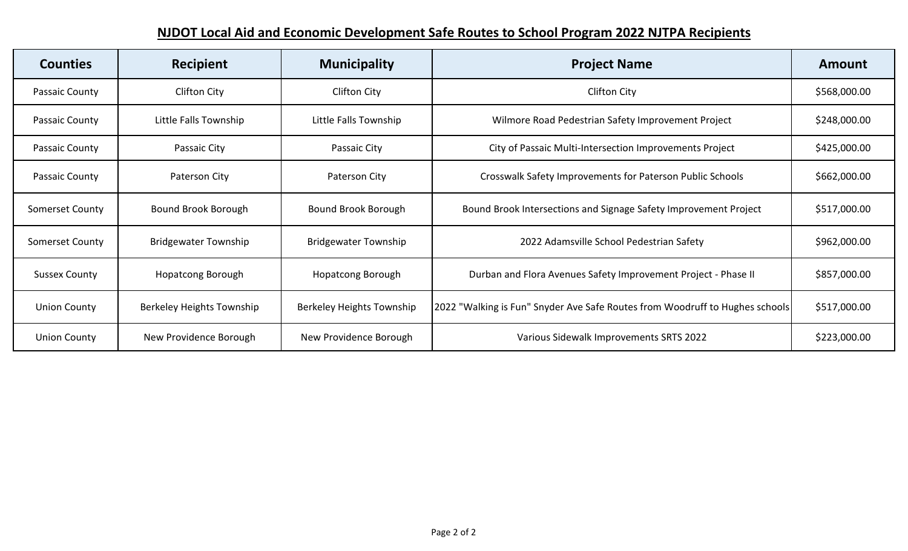## NJDOT Local Aid and Economic Development Safe Routes to School Program 2022 NJTPA Recipients

| Counties | Recipient | Municipality | Project Name | Amount |
|---|---|---|---|---|
| Passaic County | Clifton City | Clifton City | Clifton City | $568,000.00 |
| Passaic County | Little Falls Township | Little Falls Township | Wilmore Road Pedestrian Safety Improvement Project | $248,000.00 |
| Passaic County | Passaic City | Passaic City | City of Passaic Multi-Intersection Improvements Project | $425,000.00 |
| Passaic County | Paterson City | Paterson City | Crosswalk Safety Improvements for Paterson Public Schools | $662,000.00 |
| Somerset County | Bound Brook Borough | Bound Brook Borough | Bound Brook Intersections and Signage Safety Improvement Project | $517,000.00 |
| Somerset County | Bridgewater Township | Bridgewater Township | 2022 Adamsville School Pedestrian Safety | $962,000.00 |
| Sussex County | Hopatcong Borough | Hopatcong Borough | Durban and Flora Avenues Safety Improvement Project - Phase II | $857,000.00 |
| Union County | Berkeley Heights Township | Berkeley Heights Township | 2022 "Walking is Fun" Snyder Ave Safe Routes from Woodruff to Hughes schools | $517,000.00 |
| Union County | New Providence Borough | New Providence Borough | Various Sidewalk Improvements SRTS 2022 | $223,000.00 |